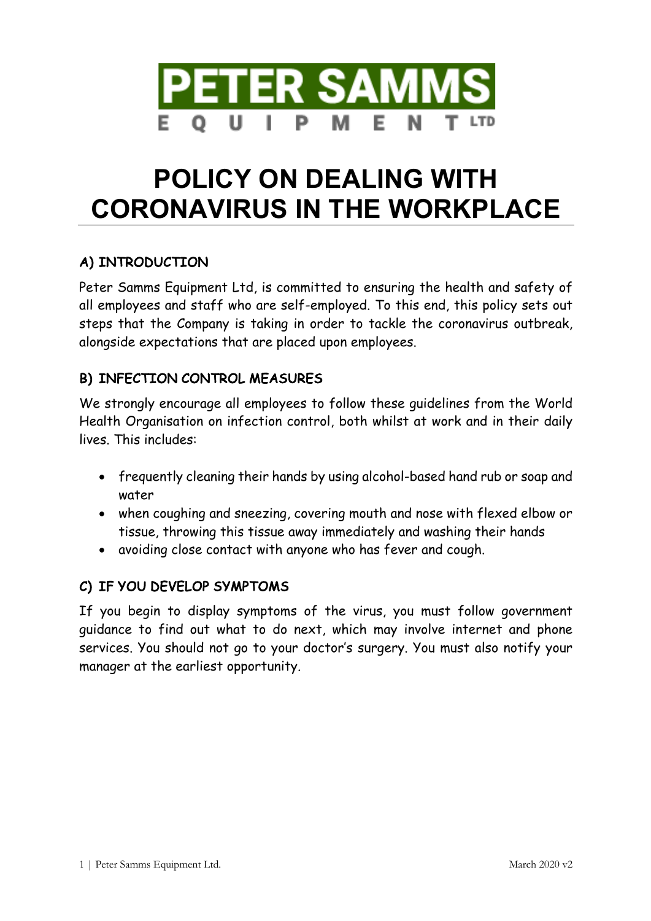**PETER SAMMS**
**EQUIPMENT LTD**

# POLICY ON DEALING WITH CORONAVIRUS IN THE WORKPLACE

## A) INTRODUCTION

Peter Samms Equipment Ltd, is committed to ensuring the health and safety of all employees and staff who are self-employed. To this end, this policy sets out steps that the Company is taking in order to tackle the coronavirus outbreak, alongside expectations that are placed upon employees.

## B) INFECTION CONTROL MEASURES

We strongly encourage all employees to follow these guidelines from the World Health Organisation on infection control, both whilst at work and in their daily lives. This includes:

- frequently cleaning their hands by using alcohol-based hand rub or soap and water
- when coughing and sneezing, covering mouth and nose with flexed elbow or tissue, throwing this tissue away immediately and washing their hands
- avoiding close contact with anyone who has fever and cough.

## C) IF YOU DEVELOP SYMPTOMS

If you begin to display symptoms of the virus, you must follow government guidance to find out what to do next, which may involve internet and phone services. You should not go to your doctor's surgery. You must also notify your manager at the earliest opportunity.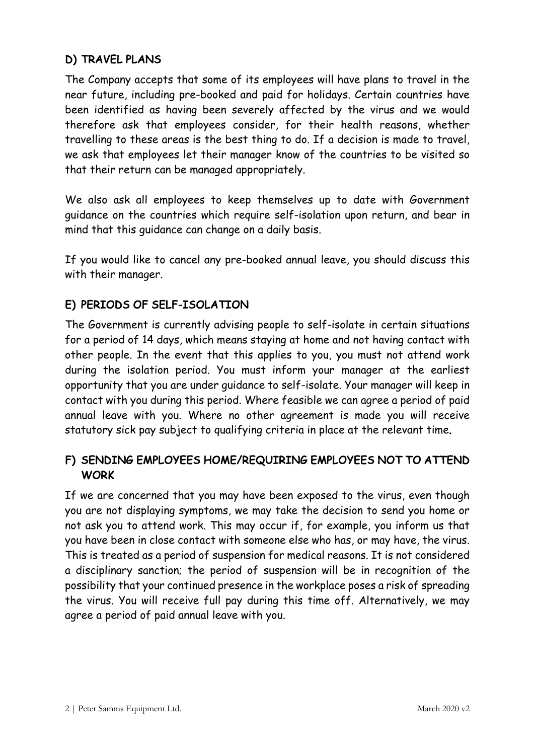## D) TRAVEL PLANS

The Company accepts that some of its employees will have plans to travel in the near future, including pre-booked and paid for holidays. Certain countries have been identified as having been severely affected by the virus and we would therefore ask that employees consider, for their health reasons, whether travelling to these areas is the best thing to do. If a decision is made to travel, we ask that employees let their manager know of the countries to be visited so that their return can be managed appropriately.

We also ask all employees to keep themselves up to date with Government guidance on the countries which require self-isolation upon return, and bear in mind that this guidance can change on a daily basis.

If you would like to cancel any pre-booked annual leave, you should discuss this with their manager.

## E) PERIODS OF SELF-ISOLATION

The Government is currently advising people to self-isolate in certain situations for a period of 14 days, which means staying at home and not having contact with other people. In the event that this applies to you, you must not attend work during the isolation period. You must inform your manager at the earliest opportunity that you are under guidance to self-isolate. Your manager will keep in contact with you during this period. Where feasible we can agree a period of paid annual leave with you. Where no other agreement is made you will receive statutory sick pay subject to qualifying criteria in place at the relevant time.

## F) SENDING EMPLOYEES HOME/REQUIRING EMPLOYEES NOT TO ATTEND WORK

If we are concerned that you may have been exposed to the virus, even though you are not displaying symptoms, we may take the decision to send you home or not ask you to attend work. This may occur if, for example, you inform us that you have been in close contact with someone else who has, or may have, the virus. This is treated as a period of suspension for medical reasons. It is not considered a disciplinary sanction; the period of suspension will be in recognition of the possibility that your continued presence in the workplace poses a risk of spreading the virus. You will receive full pay during this time off. Alternatively, we may agree a period of paid annual leave with you.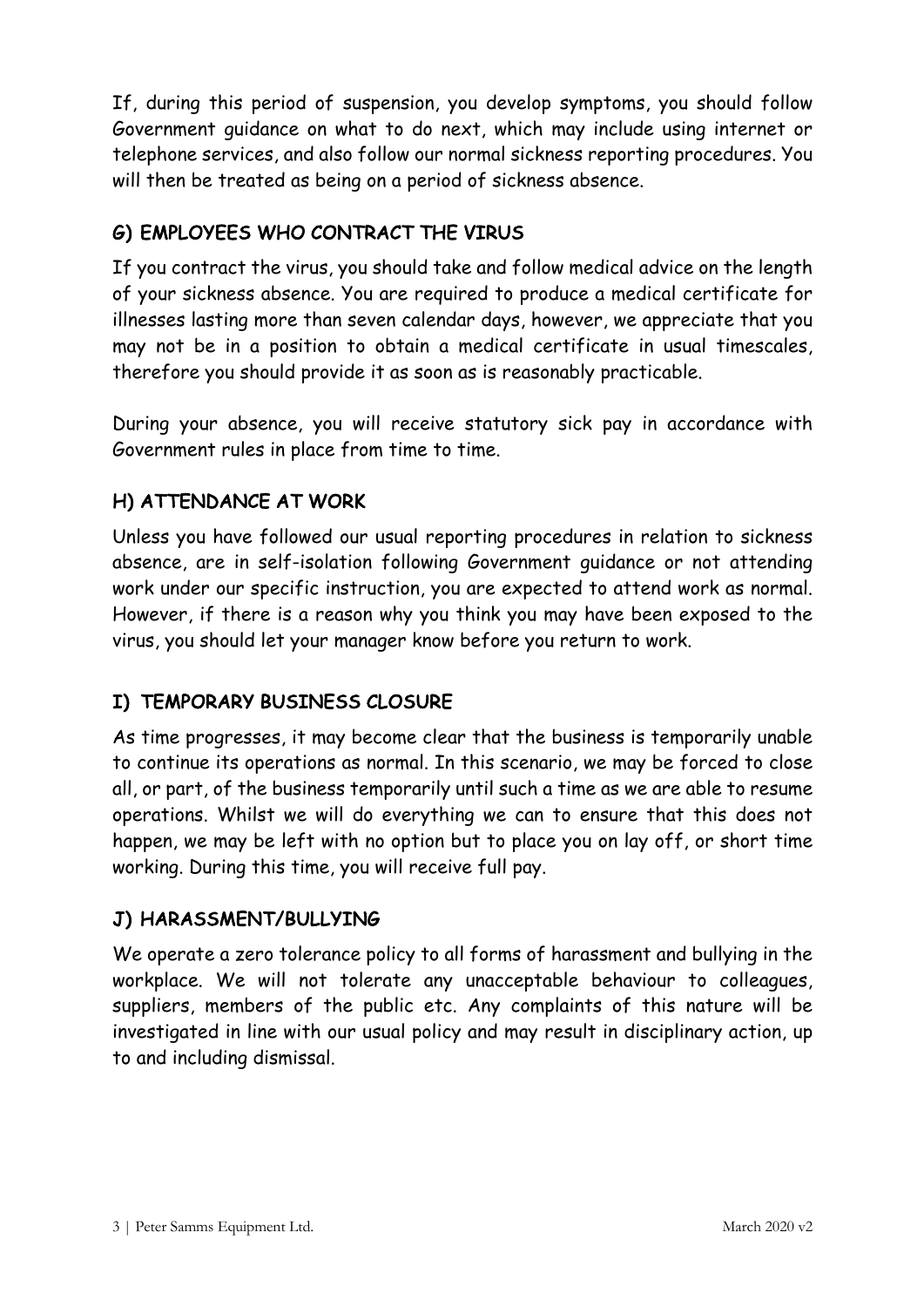If, during this period of suspension, you develop symptoms, you should follow Government guidance on what to do next, which may include using internet or telephone services, and also follow our normal sickness reporting procedures. You will then be treated as being on a period of sickness absence.

## G) EMPLOYEES WHO CONTRACT THE VIRUS

If you contract the virus, you should take and follow medical advice on the length of your sickness absence. You are required to produce a medical certificate for illnesses lasting more than seven calendar days, however, we appreciate that you may not be in a position to obtain a medical certificate in usual timescales, therefore you should provide it as soon as is reasonably practicable.

During your absence, you will receive statutory sick pay in accordance with Government rules in place from time to time.

## H) ATTENDANCE AT WORK

Unless you have followed our usual reporting procedures in relation to sickness absence, are in self-isolation following Government guidance or not attending work under our specific instruction, you are expected to attend work as normal. However, if there is a reason why you think you may have been exposed to the virus, you should let your manager know before you return to work.

## I) TEMPORARY BUSINESS CLOSURE

As time progresses, it may become clear that the business is temporarily unable to continue its operations as normal. In this scenario, we may be forced to close all, or part, of the business temporarily until such a time as we are able to resume operations. Whilst we will do everything we can to ensure that this does not happen, we may be left with no option but to place you on lay off, or short time working. During this time, you will receive full pay.

## J) HARASSMENT/BULLYING

We operate a zero tolerance policy to all forms of harassment and bullying in the workplace. We will not tolerate any unacceptable behaviour to colleagues, suppliers, members of the public etc. Any complaints of this nature will be investigated in line with our usual policy and may result in disciplinary action, up to and including dismissal.